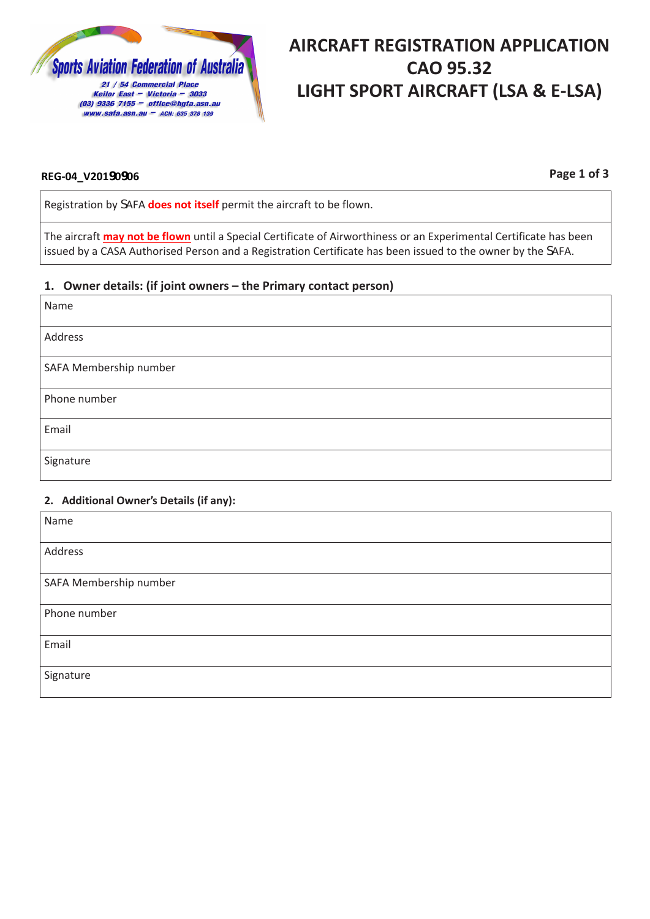Sports Aviation Federation of Australia
21 / 54 Commercial Place
Keilor East – Victoria – 3033
(03) 9336 7155 – office@hgfa.asn.au
www.safa.asn.au – ACN: 635 378 139

# AIRCRAFT REGISTRATION APPLICATION CAO 95.32 LIGHT SPORT AIRCRAFT (LSA & E-LSA)

**REG-04_V20190906**

| Registration by SAFA **does not itself** permit the aircraft to be flown. |
|---|
| The aircraft **may not be flown** until a Special Certificate of Airworthiness or an Experimental Certificate has been issued by a CASA Authorised Person and a Registration Certificate has been issued to the owner by the SAFA. |

### 1. Owner details: (if joint owners – the Primary contact person)

| Name |
|---|
| Address |
| SAFA Membership number |
| Phone number |
| Email |
| Signature |

### 2. Additional Owner's Details (if any):

| Name |
|---|
| Address |
| SAFA Membership number |
| Phone number |
| Email |
| Signature |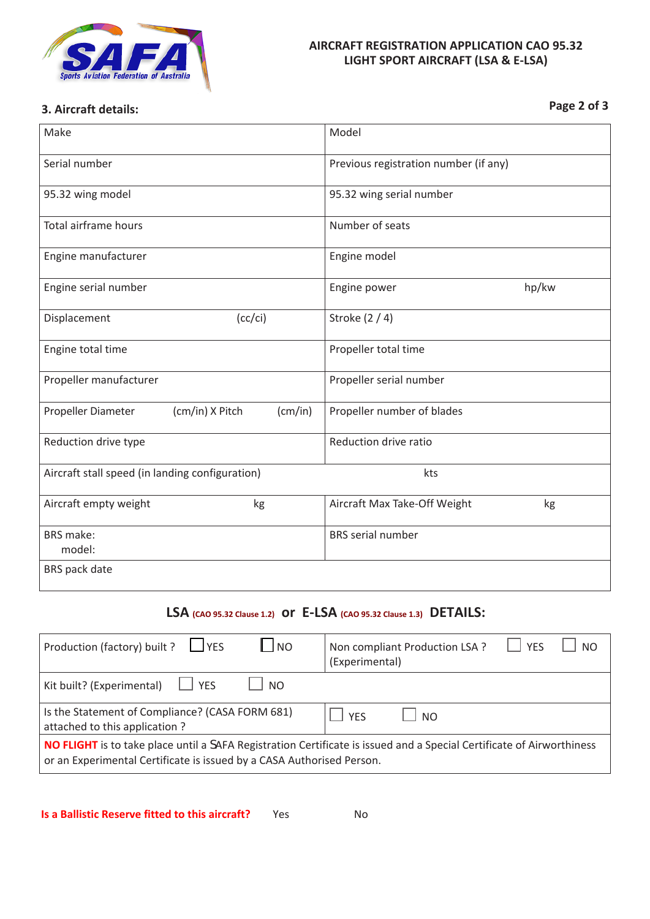**AIRCRAFT REGISTRATION APPLICATION CAO 95.32**
**LIGHT SPORT AIRCRAFT (LSA & E-LSA)**

## 3. Aircraft details:

| | |
|---|---|
| Make | Model |
| Serial number | Previous registration number (if any) |
| 95.32 wing model | 95.32 wing serial number |
| Total airframe hours | Number of seats |
| Engine manufacturer | Engine model |
| Engine serial number | Engine power hp/kw |
| Displacement (cc/ci) | Stroke (2 / 4) |
| Engine total time | Propeller total time |
| Propeller manufacturer | Propeller serial number |
| Propeller Diameter (cm/in) X Pitch (cm/in) | Propeller number of blades |
| Reduction drive type | Reduction drive ratio |
| Aircraft stall speed (in landing configuration) kts | |
| Aircraft empty weight kg | Aircraft Max Take-Off Weight kg |
| BRS make: model: | BRS serial number |
| BRS pack date | |

### LSA (CAO 95.32 Clause 1.2) or E-LSA (CAO 95.32 Clause 1.3) DETAILS:

| | |
|---|---|
| Production (factory) built ? ☐ YES ☐ NO | Non compliant Production LSA ? (Experimental) ☐ YES ☐ NO |
| Kit built? (Experimental) ☐ YES ☐ NO | |
| Is the Statement of Compliance? (CASA FORM 681) attached to this application ? | ☐ YES ☐ NO |
| **NO FLIGHT** is to take place until a SAFA Registration Certificate is issued and a Special Certificate of Airworthiness or an Experimental Certificate is issued by a CASA Authorised Person. | |

**Is a Ballistic Reserve fitted to this aircraft?** Yes No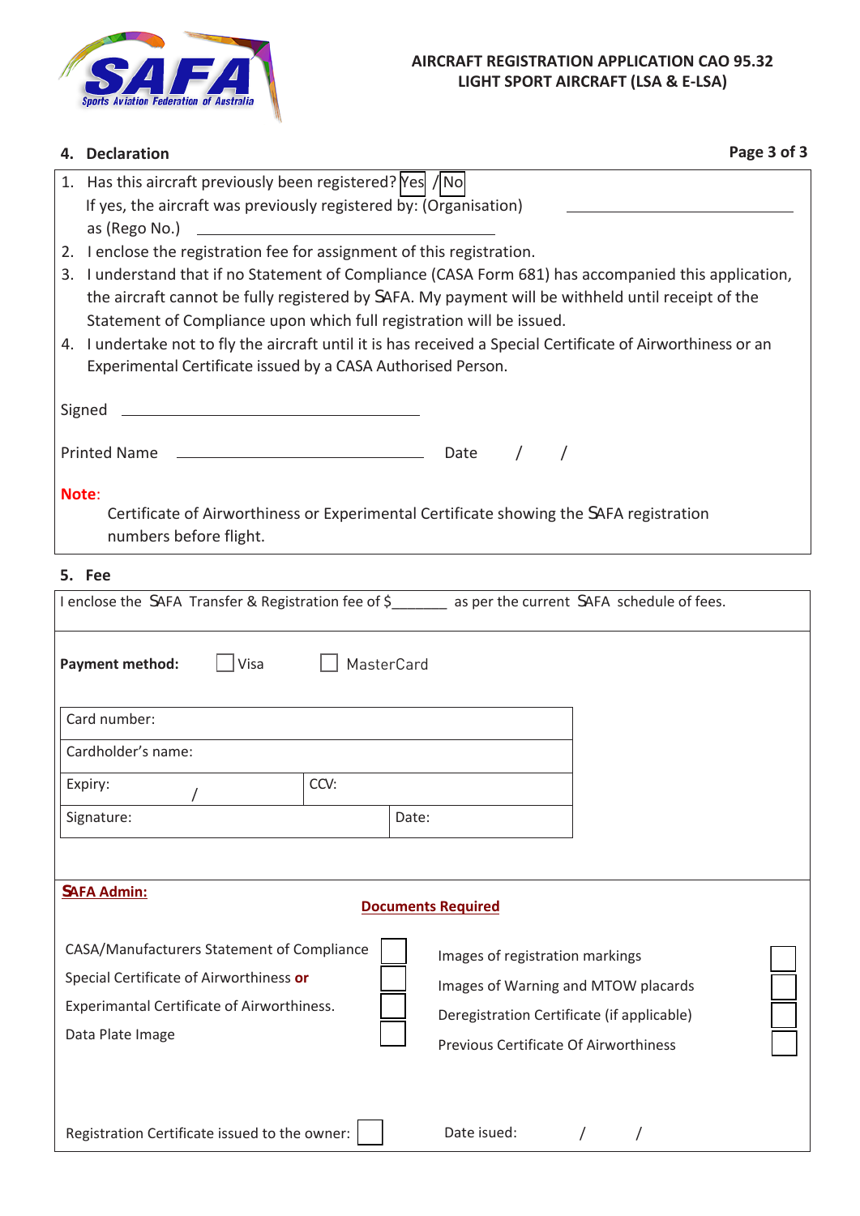# AIRCRAFT REGISTRATION APPLICATION CAO 95.32
## LIGHT SPORT AIRCRAFT (LSA & E-LSA)

## 4. Declaration

1. Has this aircraft previously been registered? Yes / No
   If yes, the aircraft was previously registered by: (Organisation) ____________________
   as (Rego No.) ____________________
2. I enclose the registration fee for assignment of this registration.
3. I understand that if no Statement of Compliance (CASA Form 681) has accompanied this application, the aircraft cannot be fully registered by SAFA. My payment will be withheld until receipt of the Statement of Compliance upon which full registration will be issued.
4. I undertake not to fly the aircraft until it is has received a Special Certificate of Airworthiness or an Experimental Certificate issued by a CASA Authorised Person.

Signed ____________________

Printed Name ____________________ Date / /

**Note**:
Certificate of Airworthiness or Experimental Certificate showing the SAFA registration numbers before flight.

## 5. Fee

I enclose the SAFA Transfer & Registration fee of $_______ as per the current SAFA schedule of fees.

**Payment method:** ☐ Visa ☐ MasterCard

| | |
|---|---|
| Card number: | |
| Cardholder's name: | |
| Expiry: / | CCV: |
| Signature: | Date: |

**SAFA Admin:**

**Documents Required**

| | | | |
|---|---|---|---|
| CASA/Manufacturers Statement of Compliance | ☐ | Images of registration markings | ☐ |
| Special Certificate of Airworthiness **or** | ☐ | Images of Warning and MTOW placards | ☐ |
| Experimantal Certificate of Airworthiness. | ☐ | Deregistration Certificate (if applicable) | ☐ |
| Data Plate Image | ☐ | Previous Certificate Of Airworthiness | ☐ |

Registration Certificate issued to the owner: ☐ Date issued: / /